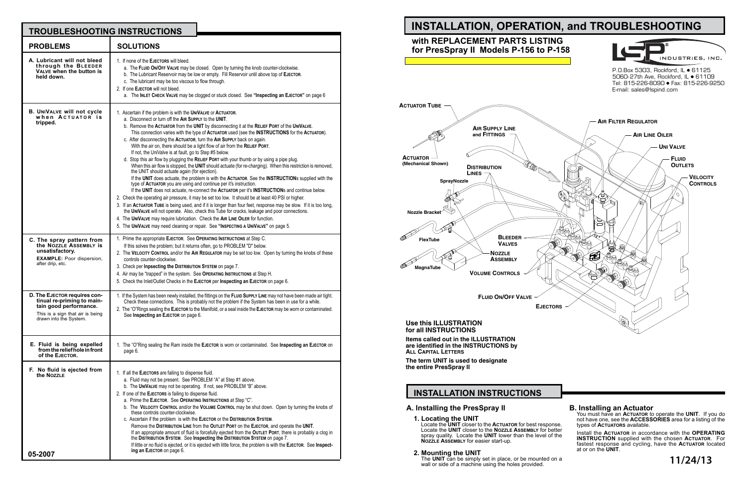## TROUBLESHOOTING INSTRUCTIONS

| PROBLEMS | SOLUTIONS |
|---|---|
| **A. Lubricant will not bleed through the Bleeder Valve when the button is held down.** | 1. If none of the **Ejectors** will bleed.<br>a. The **Fluid On/Off Valve** may be closed. Open by turning the knob counter-clockwise.<br>b. The Lubricant Reservoir may be low or empty. Fill Reservoir until above top of **Ejector**.<br>c. The lubricant may be too viscous to flow through.<br>2. If one **Ejector** will not bleed.<br>a. The **Inlet Check Valve** may be clogged or stuck closed. See **"Inspecting an Ejector"** on page 6 |
| **B. UniValve will not cycle when Actuator is tripped.** | 1. Ascertain if the problem is with the **UniValve** or **Actuator**.<br>a. Disconnect or turn off the **Air Supply** to the **Unit**.<br>b. Remove the **Actuator** from the **Unit** by disconnecting it at the **Relief Port** of the **UniValve**. This connection varies with the type of **Actuator** used (see the **Instructions** for the **Actuator**).<br>c. After disconnecting the **Actuator**, turn the **Air Supply** back on again. With the air on, there should be a light flow of air from the **Relief Port**. If not, the UniValve is at fault, go to Step #5 below.<br>d. Stop this air flow by plugging the **Relief Port** with your thumb or by using a pipe plug. When this air flow is stopped, the **Unit** should actuate (for re-charging). When this restriction is removed, the UNIT should actuate again (for ejection). If the **Unit** does actuate, the problem is with the **Actuator**. See the **Instruction**s supplied with the type of **Actuator** you are using and continue per it's instruction. If the **Unit** does not actuate, re-connect the **Actuator** per it's **Instruction**s and continue below.<br>2. Check the operating air pressure, it may be set too low. It should be at least 40 PSI or higher.<br>3. If an **Actuator Tube** is being used, and if it is longer than four feet, response may be slow. If it is too long, the **UniValve** will not operate. Also, check this Tube for cracks, leakage and poor connections.<br>4. The **UniValve** may require lubrication. Check the **Air Line Oiler** for function.<br>5. The **UniValve** may need cleaning or repair. See **"Inspecting a UniValve"** on page 5. |
| **C. The spray pattern from the Nozzle Assembly is unsatisfactory.**<br>**EXAMPLE:** Poor dispersion, after drip, etc. | 1. Prime the appropriate **Ejector**. See **Operating Instructions** at Step C. If this solves the problem; but it returns often, go to PROBLEM "D" below.<br>2. The **Velocity Control** and/or the **Air Regulator** may be set too low. Open by turning the knobs of these controls counter-clockwise.<br>3. Check per **Inspecting the Distribution System** on page 7.<br>4. Air may be "trapped" in the system. See **Operating Instructions** at Step H.<br>5. Check the Inlet/Outlet Checks in the **Ejector** per **Inspecting an Ejector** on page 6. |
| **D. The Ejector requires continual re-priming to maintain good performance.**<br>This is a sign that air is being drawn into the System. | 1. If the System has been newly installed, the fittings on the **Fluid Supply Line** may not have been made air tight. Check these connections. This is probably not the problem if the System has been in use for a while.<br>2. The "O"Rings sealing the **Ejector** to the Manifold, or a seal inside the **Ejector** may be worn or contaminated. See **Inspecting an Ejector** on page 6. |
| **E. Fluid is being expelled from the relief hole in front of the Ejector.** | 1. The "O"Ring sealing the Ram inside the **Ejector** is worn or contaminated. See **Inspecting an Ejector** on page 6. |
| **F. No fluid is ejected from the Nozzle** | 1. If all the **Ejectors** are failing to dispense fluid.<br>a. Fluid may not be present. See PROBLEM "A" at Step #1 above.<br>b. The **UniValve** may not be operating. If not, see PROBLEM "B" above.<br>2. If one of the **Ejectors** is failing to dispense fluid.<br>a. Prime the **Ejector**. See **Operating Instructions** at Step "C".<br>b. The **Velocity Control** and/or the **Volume Control** may be shut down. Open by turning the knobs of these controls counter-clockwise.<br>c. Ascertain if the problem is with the **Ejector** or the **Distribution System**. Remove the **Distribution Line** from the **Outlet Port** on the **Ejector**, and operate the **Unit**. If an appropriate amount of fluid is forcefully ejected from the **Outlet Port**, there is probably a clog in the **Distribution System**. See **Inspecting the Distribution System** on page 7. If little or no fluid is ejected, or it is ejected with little force, the problem is with the **Ejector**. See **Inspecting an Ejector** on page 6. |

05-2007

# INSTALLATION, OPERATION, and TROUBLESHOOTING

### with REPLACEMENT PARTS LISTING for PresSpray II Models P-156 to P-158

LSP INDUSTRIES, INC.

P.O.Box 5303, Rockford, IL • 61125
5060-27th Ave, Rockford, IL • 61109
Tel: 815-226-8090 • Fax: 815-226-9250
E-mail: sales@lspind.com

Actuator Tube · Air Supply Line and Fittings · Air Filter Regulator · Air Line Oiler · Uni Valve · Fluid Outlets · Velocity Controls · Actuator (Mechanical Shown) · Distribution Lines · SprayNozzle · Nozzle Bracket · FlexTube · MagnaTube · Bleeder Valves · Nozzle Assembly · Volume Controls · Fluid On/Off Valve · Ejectors

**Use this ILLUSTRATION for all INSTRUCTIONS**

**Items called out in the ILLUSTRATION are identified in the INSTRUCTIONS by ALL CAPITAL LETTERS**

**The term UNIT is used to designate the entire PresSpray II**

## INSTALLATION INSTRUCTIONS

### A. Installing the PresSpray II

**1. Locating the UNIT**
Locate the **UNIT** closer to the **ACTUATOR** for best response. Locate the **UNIT** closer to the **NOZZLE ASSEMBLY** for better spray quality. Locate the **UNIT** lower than the level of the **NOZZLE ASSEMBLY** for easier start-up.

**2. Mounting the UNIT**
The **UNIT** can be simply set in place, or be mounted on a wall or side of a machine using the holes provided.

### B. Installing an Actuator

You must have an **ACTUATOR** to operate the **UNIT**. If you do not have one, see the **ACCESSORIES** area for a listing of the types of **ACTUATORS** available.

Install the **ACTUATOR** in accordance with the **OPERATING INSTRUCTION** supplied with the chosen **ACTUATOR**. For fastest response and cycling, have the **ACTUATOR** located at or on the **UNIT**.

11/24/13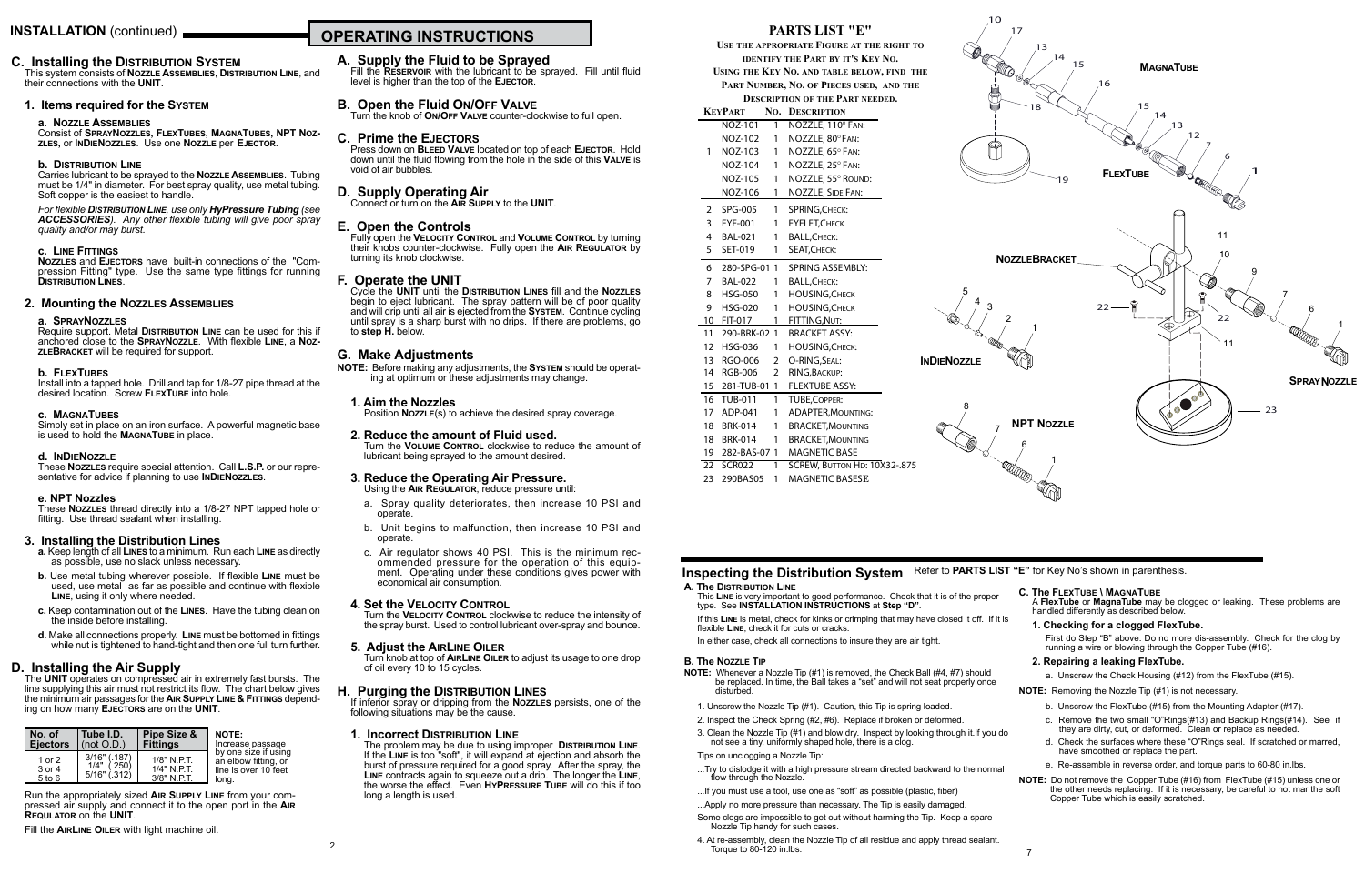## INSTALLATION (continued)

### C. Installing the Distribution System

This system consists of **Nozzle Assemblies**, **Distribution Line**, and their connections with the **UNIT**.

#### 1. Items required for the System

**a. Nozzle Assemblies**

Consist of **SprayNozzles, FlexTubes, MagnaTubes, NPT Nozzles,** or **IndieNozzles**. Use one **Nozzle** per **Ejector**.

**b. Distribution Line**

Carries lubricant to be sprayed to the **Nozzle Assemblies**. Tubing must be 1/4" in diameter. For best spray quality, use metal tubing. Soft copper is the easiest to handle.

*For flexible **Distribution Line**, use only **HyPressure Tubing** (see **ACCESSORIES**). Any other flexible tubing will give poor spray quality and/or may burst.*

**c. Line Fittings**

**Nozzles** and **Ejectors** have built-in connections of the "Compression Fitting" type. Use the same type fittings for running **Distribution Lines**.

#### 2. Mounting the Nozzles Assemblies

**a. SprayNozzles**

Require support. Metal **Distribution Line** can be used for this if anchored close to the **SprayNozzle**. With flexible **Line**, a **NozzleBracket** will be required for support.

**b. FlexTubes**

Install into a tapped hole. Drill and tap for 1/8-27 pipe thread at the desired location. Screw **FlexTube** into hole.

**c. MagnaTubes**

Simply set in place on an iron surface. A powerful magnetic base is used to hold the **MagnaTube** in place.

**d. IndieNozzle**

These **Nozzles** require special attention. Call **L.S.P.** or our representative for advice if planning to use **IndieNozzles**.

**e. NPT Nozzles**

These **Nozzles** thread directly into a 1/8-27 NPT tapped hole or fitting. Use thread sealant when installing.

#### 3. Installing the Distribution Lines

**a.** Keep length of all **Lines** to a minimum. Run each **Line** as directly as possible, use no slack unless necessary.

**b.** Use metal tubing wherever possible. If flexible **Line** must be used, use metal as far as possible and continue with flexible **Line**, using it only where needed.

**c.** Keep contamination out of the **Lines**. Have the tubing clean on the inside before installing.

**d.** Make all connections properly. **Line** must be bottomed in fittings while nut is tightened to hand-tight and then one full turn further.

### D. Installing the Air Supply

The **UNIT** operates on compressed air in extremely fast bursts. The line supplying this air must not restrict its flow. The chart below gives the minimum air passages for the **Air Supply Line & Fittings** depending on how many **Ejectors** are on the **UNIT**.

| No. of Ejectors | Tube I.D. (not O.D.) | Pipe Size & Fittings |
|---|---|---|
| 1 or 2 | 3/16" (.187) | 1/8" N.P.T. |
| 3 or 4 | 1/4" (.250) | 1/4" N.P.T. |
| 5 to 6 | 5/16" (.312) | 3/8" N.P.T. |

**NOTE:** Increase passage by one size if using an elbow fitting, or line is over 10 feet long.

Run the appropriately sized **Air Supply Line** from your compressed air supply and connect it to the open port in the **Air Regulator** on the **UNIT**.

Fill the **AirLine Oiler** with light machine oil.

## OPERATING INSTRUCTIONS

### A. Supply the Fluid to be Sprayed

Fill the **Reservoir** with the lubricant to be sprayed. Fill until fluid level is higher than the top of the **Ejector**.

### B. Open the Fluid On/Off Valve

Turn the knob of **On/Off Valve** counter-clockwise to full open.

### C. Prime the Ejectors

Press down on **Bleed Valve** located on top of each **Ejector**. Hold down until the fluid flowing from the hole in the side of this **Valve** is void of air bubbles.

### D. Supply Operating Air

Connect or turn on the **Air Supply** to the **UNIT**.

### E. Open the Controls

Fully open the **Velocity Control** and **Volume Control** by turning their knobs counter-clockwise. Fully open the **Air Regulator** by turning its knob clockwise.

### F. Operate the UNIT

Cycle the **UNIT** until the **Distribution Lines** fill and the **Nozzles** begin to eject lubricant. The spray pattern will be of poor quality and will drip until all air is ejected from the **System**. Continue cycling until spray is a sharp burst with no drips. If there are problems, go to **step H.** below.

### G. Make Adjustments

**NOTE:** Before making any adjustments, the **System** should be operating at optimum or these adjustments may change.

#### 1. Aim the Nozzles

Position **Nozzle**(s) to achieve the desired spray coverage.

#### 2. Reduce the amount of Fluid used.

Turn the **Volume Control** clockwise to reduce the amount of lubricant being sprayed to the amount desired.

#### 3. Reduce the Operating Air Pressure.

Using the **Air Regulator**, reduce pressure until:

a. Spray quality deteriorates, then increase 10 PSI and operate.

b. Unit begins to malfunction, then increase 10 PSI and operate.

c. Air regulator shows 40 PSI. This is the minimum recommended pressure for the operation of this equipment. Operating under these conditions gives power with economical air consumption.

#### 4. Set the Velocity Control

Turn the **Velocity Control** clockwise to reduce the intensity of the spray burst. Used to control lubricant over-spray and bounce.

#### 5. Adjust the AirLine Oiler

Turn knob at top of **AirLine Oiler** to adjust its usage to one drop of oil every 10 to 15 cycles.

### H. Purging the Distribution Lines

If inferior spray or dripping from the **Nozzles** persists, one of the following situations may be the cause.

#### 1. Incorrect Distribution Line

The problem may be due to using improper **Distribution Line**. If the **Line** is too "soft", it will expand at ejection and absorb the burst of pressure required for a good spray. After the spray, the **Line** contracts again to squeeze out a drip. The longer the **Line**, the worse the effect. Even **HyPressure Tube** will do this if too long a length is used.

## PARTS LIST "E"

Use the appropriate Figure at the right to identify the Part by it's Key No. Using the Key No. and table below, find the Part Number, No. of Pieces used, and the Description of the Part needed.

| Key | Part | No. | Description |
|---|---|---|---|
| | NOZ-101 | 1 | Nozzle, 110° Fan: |
| | NOZ-102 | 1 | Nozzle, 80° Fan: |
| 1 | NOZ-103 | 1 | Nozzle, 65° Fan: |
| | NOZ-104 | 1 | Nozzle, 25° Fan: |
| | NOZ-105 | 1 | Nozzle, 55° Round: |
| | NOZ-106 | 1 | Nozzle, Side Fan: |
| 2 | SPG-005 | 1 | Spring, Check: |
| 3 | EYE-001 | 1 | Eyelet, Check |
| 4 | BAL-021 | 1 | Ball, Check: |
| 5 | SET-019 | 1 | Seat, Check: |
| 6 | 280-SPG-01 | 1 | Spring Assembly: |
| 7 | BAL-022 | 1 | Ball, Check: |
| 8 | HSG-050 | 1 | Housing, Check |
| 9 | HSG-020 | 1 | Housing, Check |
| 10 | FIT-017 | 1 | Fitting, Nut: |
| 11 | 290-BRK-02 | 1 | Bracket Assy: |
| 12 | HSG-036 | 1 | Housing, Check: |
| 13 | RGO-006 | 2 | O-Ring, Seal: |
| 14 | RGB-006 | 2 | Ring, Backup: |
| 15 | 281-TUB-01 | 1 | Flextube Assy: |
| 16 | TUB-011 | 1 | Tube, Copper: |
| 17 | ADP-041 | 1 | Adapter, Mounting: |
| 18 | BRK-014 | 1 | Bracket, Mounting |
| 18 | BRK-014 | 1 | Bracket, Mounting |
| 19 | 282-BAS-07 | 1 | Magnetic Base |
| 22 | SCR022 | 1 | Screw, Button Hd: 10X32-.875 |
| 23 | 290BAS05 | 1 | Magnetic BaseSE |

MagnaTube — FlexTube — NozzleBracket — IndieNozzle — NPT Nozzle — SprayNozzle

## Inspecting the Distribution System

Refer to **PARTS LIST "E"** for Key No's shown in parenthesis.

### A. The Distribution Line

This **Line** is very important to good performance. Check that it is of the proper type. See **INSTALLATION INSTRUCTIONS** at **Step "D"**.

If this **Line** is metal, check for kinks or crimping that may have closed it off. If it is flexible **Line**, check it for cuts or cracks.

In either case, check all connections to insure they are air tight.

### B. The Nozzle Tip

**NOTE:** Whenever a Nozzle Tip (#1) is removed, the Check Ball (#4, #7) should be replaced. In time, the Ball takes a "set" and will not seat properly once disturbed.

1. Unscrew the Nozzle Tip (#1). Caution, this Tip is spring loaded.
2. Inspect the Check Spring (#2, #6). Replace if broken or deformed.
3. Clean the Nozzle Tip (#1) and blow dry. Inspect by looking through it.If you do not see a tiny, uniformly shaped hole, there is a clog.

Tips on unclogging a Nozzle Tip:

...Try to dislodge it with a high pressure stream directed backward to the normal flow through the Nozzle.

...If you must use a tool, use one as "soft" as possible (plastic, fiber)

...Apply no more pressure than necessary. The Tip is easily damaged.

Some clogs are impossible to get out without harming the Tip. Keep a spare Nozzle Tip handy for such cases.

4. At re-assembly, clean the Nozzle Tip of all residue and apply thread sealant. Torque to 80-120 in.lbs.

### C. The FlexTube \ MagnaTube

A **FlexTube** or **MagnaTube** may be clogged or leaking. These problems are handled differently as described below.

#### 1. Checking for a clogged FlexTube.

First do Step "B" above. Do no more dis-assembly. Check for the clog by running a wire or blowing through the Copper Tube (#16).

#### 2. Repairing a leaking FlexTube.

a. Unscrew the Check Housing (#12) from the FlexTube (#15).

**NOTE:** Removing the Nozzle Tip (#1) is not necessary.

b. Unscrew the FlexTube (#15) from the Mounting Adapter (#17).

c. Remove the two small "O"Rings(#13) and Backup Rings(#14). See if they are dirty, cut, or deformed. Clean or replace as needed.

d. Check the surfaces where these "O"Rings seal. If scratched or marred, have smoothed or replace the part.

e. Re-assemble in reverse order, and torque parts to 60-80 in.lbs.

**NOTE:** Do not remove the Copper Tube (#16) from FlexTube (#15) unless one or the other needs replacing. If it is necessary, be careful to not mar the soft Copper Tube which is easily scratched.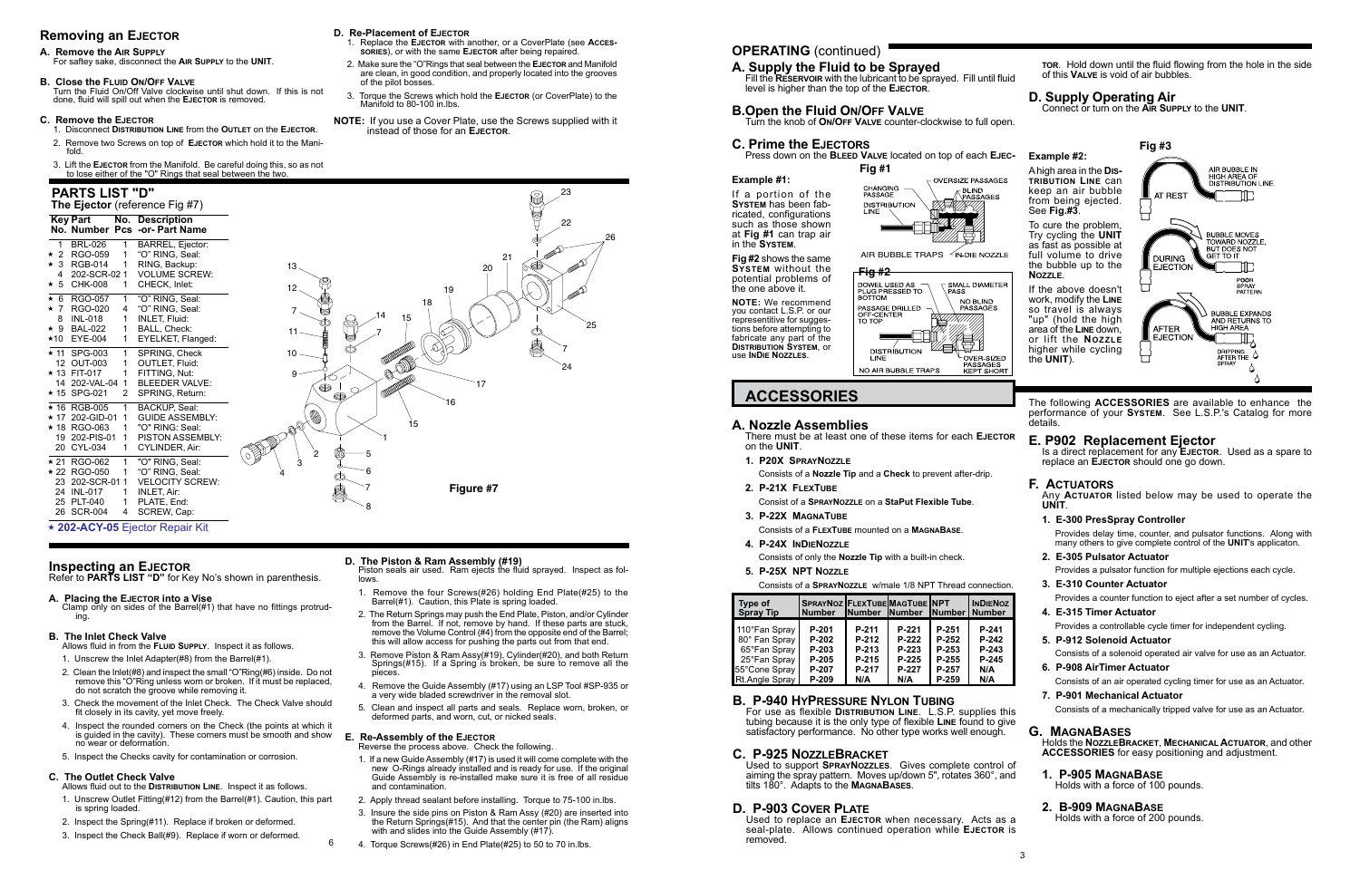## Removing an Ejector

**A. Remove the Air Supply**
For saftey sake, disconnect the **Air Supply** to the **Unit**.

**B. Close the Fluid On/Off Valve**
Turn the Fluid On/Off Valve clockwise until shut down. If this is not done, fluid will spill out when the **Ejector** is removed.

**C. Remove the Ejector**
1. Disconnect **Distribution Line** from the **Outlet** on the **Ejector**.
2. Remove two Screws on top of **Ejector** which hold it to the Manifold.
3. Lift the **Ejector** from the Manifold. Be careful doing this, so as not to lose either of the "O" Rings that seal between the two.

**D. Re-Placement of Ejector**
1. Replace the **Ejector** with another, or a CoverPlate (see **Accessories**), or with the same **Ejector** after being repaired.
2. Make sure the "O"Rings that seal between the **Ejector** and Manifold are clean, in good condition, and properly located into the grooves of the pilot bosses.
3. Torque the Screws which hold the **Ejector** (or CoverPlate) to the Manifold to 80-100 in.lbs.

**NOTE:** If you use a Cover Plate, use the Screws supplied with it instead of those for an **Ejector**.

## PARTS LIST "D"

**The Ejector** (reference Fig #7)

| Key No. | Part Number | No. Pcs | Description -or- Part Name |
|---|---|---|---|
| 1 | BRL-026 | 1 | BARREL, Ejector: |
| ★ 2 | RGO-059 | 1 | "O" RING, Seal: |
| ★ 3 | RGB-014 | 1 | RING, Backup: |
| 4 | 202-SCR-02 | 1 | VOLUME SCREW: |
| ★ 5 | CHK-008 | 1 | CHECK, Inlet: |
| ★ 6 | RGO-057 | 1 | "O" RING, Seal: |
| ★ 7 | RGO-020 | 4 | "O" RING, Seal: |
| 8 | INL-018 | 1 | INLET, Fluid: |
| ★ 9 | BAL-022 | 1 | BALL, Check: |
| ★10 | EYE-004 | 1 | EYELKET, Flanged: |
| ★ 11 | SPG-003 | 1 | SPRING, Check |
| 12 | OUT-003 | 1 | OUTLET, Fluid: |
| ★ 13 | FIT-017 | 1 | FITTING, Nut: |
| 14 | 202-VAL-04 | 1 | BLEEDER VALVE: |
| ★ 15 | SPG-021 | 2 | SPRING, Return: |
| ★ 16 | RGB-005 | 1 | BACKUP, Seal: |
| ★ 17 | 202-GID-01 | 1 | GUIDE ASSEMBLY: |
| ★ 18 | RGO-063 | 1 | "O" RING: Seal: |
| 19 | 202-PIS-01 | 1 | PISTON ASSEMBLY: |
| 20 | CYL-034 | 1 | CYLINDER, Air: |
| ★ 21 | RGO-062 | 1 | "O" RING, Seal: |
| ★ 22 | RGO-050 | 1 | "O" RING, Seal: |
| 23 | 202-SCR-01 | 1 | VELOCITY SCREW: |
| 24 | INL-017 | 1 | INLET, Air: |
| 25 | PLT-040 | 1 | PLATE, End: |
| 26 | SCR-004 | 4 | SCREW, Cap: |

★ **202-ACY-05** Ejector Repair Kit

Figure #7

## Inspecting an Ejector

Refer to **PARTS LIST "D"** for Key No's shown in parenthesis.

**A. Placing the Ejector into a Vise**
Clamp only on sides of the Barrel(#1) that have no fittings protruding.

**B. The Inlet Check Valve**
Allows fluid in from the **Fluid Supply**. Inspect it as follows.
1. Unscrew the Inlet Adapter(#8) from the Barrel(#1).
2. Clean the Inlet(#8) and inspect the small "O"Ring(#6) inside. Do not remove this "O"Ring unless worn or broken. If it must be replaced, do not scratch the groove while removing it.
3. Check the movement of the Inlet Check. The Check Valve should fit closely in its cavity, yet move freely.
4. Inspect the rounded corners on the Check (the points at which it is guided in the cavity). These corners must be smooth and show no wear or deformation.
5. Inspect the Checks cavity for contamination or corrosion.

**C. The Outlet Check Valve**
Allows fluid out to the **Distribution Line**. Inspect it as follows.
1. Unscrew Outlet Fitting(#12) from the Barrel(#1). Caution, this part is spring loaded.
2. Inspect the Spring(#11). Replace if broken or deformed.
3. Inspect the Check Ball(#9). Replace if worn or deformed.

**D. The Piston & Ram Assembly (#19)**
Piston seals air used. Ram ejects the fluid sprayed. Inspect as follows.
1. Remove the four Screws(#26) holding End Plate(#25) to the Barrel(#1). Caution, this Plate is spring loaded.
2. The Return Springs may push the End Plate, Piston, and/or Cylinder from the Barrel. If not, remove by hand. If these parts are stuck, remove the Volume Control (#4) from the opposite end of the Barrel; this will allow access for pushing the parts out from that end.
3. Remove Piston & Ram Assy(#19), Cylinder(#20), and both Return Springs(#15). If a Spring is broken, be sure to remove all the pieces.
4. Remove the Guide Assembly (#17) using an LSP Tool #SP-935 or a very wide bladed screwdriver in the removal slot.
5. Clean and inspect all parts and seals. Replace worn, broken, or deformed parts, and worn, cut, or nicked seals.

**E. Re-Assembly of the Ejector**
Reverse the process above. Check the following.
1. If a new Guide Assembly (#17) is used it will come complete with the new O-Rings already installed and is ready for use. If the original Guide Assembly is re-installed make sure it is free of all residue and contamination.
2. Apply thread sealant before installing. Torque to 75-100 in.lbs.
3. Insure the side pins on Piston & Ram Assy (#20) are inserted into the Return Springs(#15). And that the center pin (the Ram) aligns with and slides into the Guide Assembly (#17).
4. Torque Screws(#26) in End Plate(#25) to 50 to 70 in.lbs.

## OPERATING (continued)

### A. Supply the Fluid to be Sprayed
Fill the **Reservoir** with the lubricant to be sprayed. Fill until fluid level is higher than the top of the **Ejector**.

### B. Open the Fluid On/Off Valve
Turn the knob of **On/Off Valve** counter-clockwise to full open.

### C. Prime the Ejectors
Press down on the **Bleed Valve** located on top of each **Ejector**. Hold down until the fluid flowing from the hole in the side of this **Valve** is void of air bubbles.

**Example #1:**

If a portion of the **System** has been fabricated, configurations such as those shown at **Fig #1** can trap air in the **System**.

**Fig #2** shows the same **System** without the potential problems of the one above it.

**NOTE:** We recommend you contact L.S.P. or our representitive for suggestions before attempting to fabricate any part of the **Distribution System**, or use **InDie Nozzles**.

Fig #1: CHANGING PASSAGE; DISTRIBUTION LINE; OVERSIZE PASSAGES; BLIND PASSAGES; AIR BUBBLE TRAPS; IN-DIE NOZZLE

Fig #2: DOWEL USED AS PLUG PRESSED TO BOTTOM; PASSAGE DRILLED OFF-CENTER TO TOP; SMALL DIAMETER PASS; NO BLIND PASSAGES; DISTRIBUTION LINE; OVER-SIZED PASSAGES KEPT SHORT; NO AIR BUBBLE TRAPS

**Example #2:**

A high area in the **Distribution Line** can keep an air bubble from being ejected. See **Fig.#3**.

To cure the problem, Try cycling the **Unit** as fast as possible at full volume to drive the bubble up to the **Nozzle**.

If the above doesn't work, modify the **Line** so travel is always "up" (hold the high area of the **Line** down, or lift the **Nozzle** higher while cycling the **Unit**).

Fig #3: AT REST – AIR BUBBLE IN HIGH AREA OF DISTRIBUTION LINE; DURING EJECTION – BUBBLE MOVES TOWARD NOZZLE, BUT DOES NOT GET TO IT; POOR SPRAY PATTERN; AFTER EJECTION – BUBBLE EXPANDS AND RETURNS TO HIGH AREA; DRIPPING AFTER THE SPRAY

### D. Supply Operating Air
Connect or turn on the **Air Supply** to the **Unit**.

## ACCESSORIES

The following **ACCESSORIES** are available to enhance the performance of your **System**. See L.S.P.'s Catalog for more details.

### A. Nozzle Assemblies
There must be at least one of these items for each **Ejector** on the **Unit**.

1. **P20X SprayNozzle**
   Consists of a **Nozzle Tip** and a **Check** to prevent after-drip.
2. **P-21X FlexTube**
   Consist of a **SprayNozzle** on a **StaPut Flexible Tube**.
3. **P-22X MagnaTube**
   Consists of a **FlexTube** mounted on a **MagnaBase**.
4. **P-24X InDieNozzle**
   Consists of only the **Nozzle Tip** with a built-in check.
5. **P-25X NPT Nozzle**
   Consists of a **SprayNozzle** w/male 1/8 NPT Thread connection.

| Type of Spray Tip | SprayNoz Number | FlexTube Number | MagTube Number | NPT Number | InDieNoz Number |
|---|---|---|---|---|---|
| 110°Fan Spray | P-201 | P-211 | P-221 | P-251 | P-241 |
| 80° Fan Spray | P-202 | P-212 | P-222 | P-252 | P-242 |
| 65°Fan Spray | P-203 | P-213 | P-223 | P-253 | P-243 |
| 25°Fan Spray | P-205 | P-215 | P-225 | P-255 | P-245 |
| 55°Cone Spray | P-207 | P-217 | P-227 | P-257 | N/A |
| Rt.Angle Spray | P-209 | N/A | N/A | P-259 | N/A |

### B. P-940 HyPressure Nylon Tubing
For use as flexible **Distribution Line**. L.S.P. supplies this tubing because it is the only type of flexible **Line** found to give satisfactory performance. No other type works well enough.

### C. P-925 NozzleBracket
Used to support **SprayNozzles**. Gives complete control of aiming the spray pattern. Moves up/down 5", rotates 360°, and tilts 180°. Adapts to the **MagnaBases**.

### D. P-903 Cover Plate
Used to replace an **Ejector** when necessary. Acts as a seal-plate. Allows continued operation while **Ejector** is removed.

### E. P902 Replacement Ejector
Is a direct replacement for any **Ejector**. Used as a spare to replace an **Ejector** should one go down.

### F. Actuators
Any **Actuator** listed below may be used to operate the **Unit**.

1. **E-300 PresSpray Controller**
   Provides delay time, counter, and pulsator functions. Along with many others to give complete control of the **Unit**'s applicaton.
2. **E-305 Pulsator Actuator**
   Provides a pulsator function for multiple ejections each cycle.
3. **E-310 Counter Actuator**
   Provides a counter function to eject after a set number of cycles.
4. **E-315 Timer Actuator**
   Provides a controllable cycle timer for independent cycling.
5. **P-912 Solenoid Actuator**
   Consists of a solenoid operated air valve for use as an Actuator.
6. **P-908 AirTimer Actuator**
   Consists of an air operated cycling timer for use as an Actuator.
7. **P-901 Mechanical Actuator**
   Consists of a mechanically tripped valve for use as an Actuator.

### G. MagnaBases
Holds the **NozzleBracket**, **Mechanical Actuator**, and other **ACCESSORIES** for easy positioning and adjustment.

1. **P-905 MagnaBase**
   Holds with a force of 100 pounds.
2. **B-909 MagnaBase**
   Holds with a force of 200 pounds.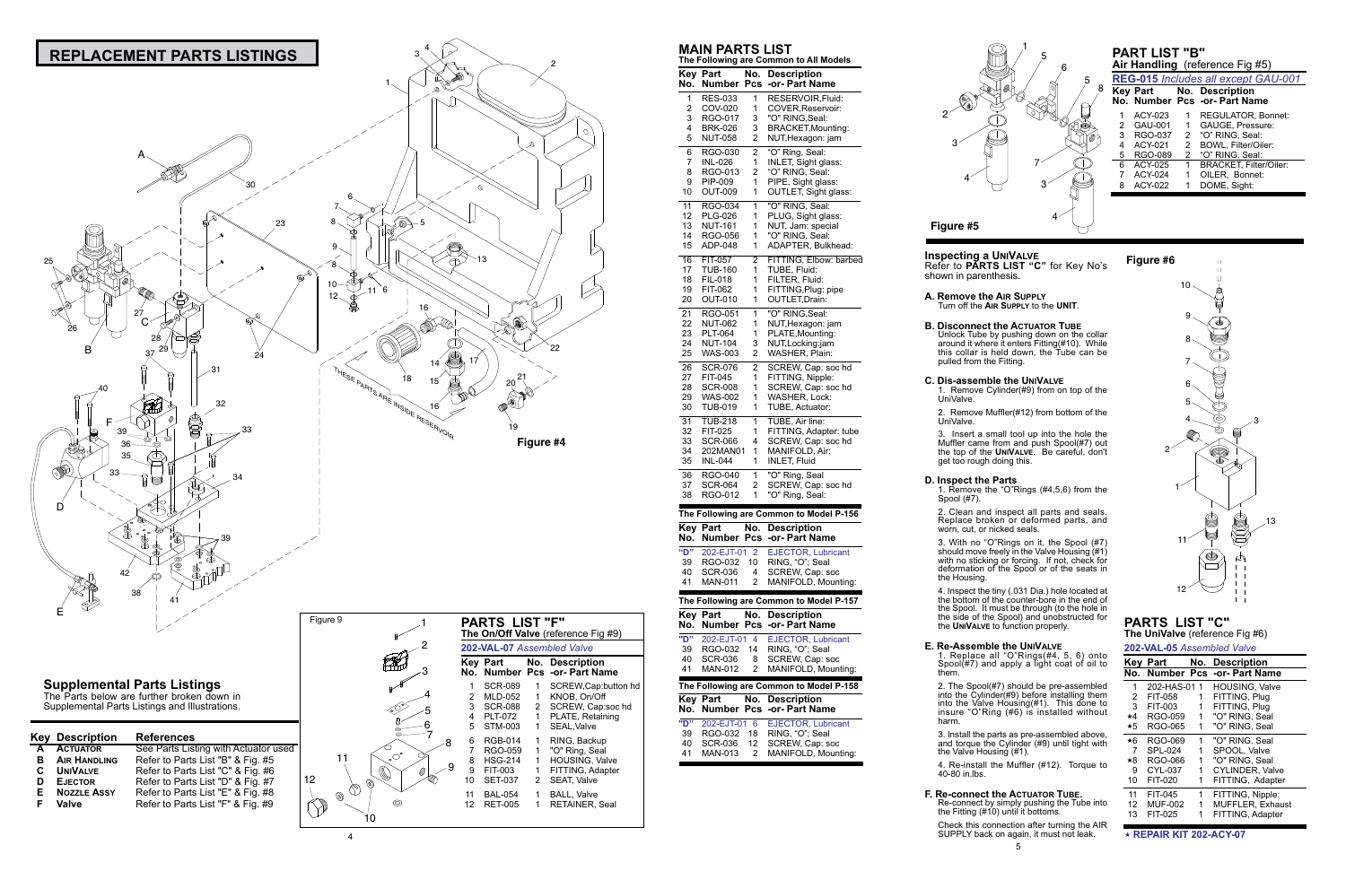# REPLACEMENT PARTS LISTINGS

THESE PARTS ARE INSIDE RESERVOIR

Figure #4

## Supplemental Parts Listings

The Parts below are further broken down in Supplemental Parts Listings and Illustrations.

| Key | Description | References |
|---|---|---|
| A | ACTUATOR | See Parts Listing with Actuator used |
| B | AIR HANDLING | Refer to Parts List "B" & Fig. #5 |
| C | UNIVALVE | Refer to Parts List "C" & Fig. #6 |
| D | EJECTOR | Refer to Parts List "D" & Fig. #7 |
| E | NOZZLE ASSY | Refer to Parts List "E" & Fig. #8 |
| F | Valve | Refer to Parts List "F" & Fig. #9 |

Figure 9

## PARTS LIST "F"

**The On/Off Valve** (reference Fig #9)

*202-VAL-07 Assembled Valve*

| Key No. | Part Number | No. Pcs | Description -or- Part Name |
|---|---|---|---|
| 1 | SCR-089 | 1 | SCREW,Cap:button hd |
| 2 | MLD-052 | 1 | KNOB, On/Off |
| 3 | SCR-088 | 2 | SCREW, Cap:soc hd |
| 4 | PLT-072 | 1 | PLATE, Retaining |
| 5 | STM-003 | 1 | SEAL,Valve |
| 6 | RGB-014 | 1 | RING, Backup |
| 7 | RGO-059 | 1 | "O" Ring, Seal |
| 8 | HSG-214 | 1 | HOUSING, Valve |
| 9 | FIT-003 | 1 | FITTING, Adapter |
| 10 | SET-037 | 2 | SEAT, Valve |
| 11 | BAL-054 | 1 | BALL, Valve |
| 12 | RET-005 | 1 | RETAINER, Seal |

## MAIN PARTS LIST

**The Following are Common to All Models**

| Key No. | Part Number | No. Pcs | Description -or- Part Name |
|---|---|---|---|
| 1 | RES-033 | 1 | RESERVOIR,Fluid: |
| 2 | COV-020 | 1 | COVER,Reservoir: |
| 3 | RGO-017 | 3 | "O" RING,Seal: |
| 4 | BRK-026 | 3 | BRACKET,Mounting: |
| 5 | NUT-058 | 2 | NUT,Hexagon: jam |
| 6 | RGO-030 | 2 | "O" Ring, Seal: |
| 7 | INL-026 | 1 | INLET, Sight glass: |
| 8 | RGO-013 | 2 | "O" RING, Seal: |
| 9 | PIP-009 | 1 | PIPE, Sight glass: |
| 10 | OUT-009 | 1 | OUTLET, Sight glass: |
| 11 | RGO-034 | 1 | "O" RING, Seal: |
| 12 | PLG-026 | 1 | PLUG, Sight glass: |
| 13 | NUT-161 | 1 | NUT, Jam: special |
| 14 | RGO-056 | 1 | "O" RING, Seal: |
| 15 | ADP-048 | 1 | ADAPTER, Bulkhead: |
| 16 | FIT-057 | 2 | FITTING, Elbow: barbed |
| 17 | TUB-160 | 1 | TUBE, Fluid: |
| 18 | FIL-018 | 1 | FILTER, Fluid: |
| 19 | FIT-062 | 1 | FITTING,Plug: pipe |
| 20 | OUT-010 | 1 | OUTLET,Drain: |
| 21 | RGO-051 | 1 | "O" RING,Seal: |
| 22 | NUT-062 | 1 | NUT,Hexagon: jam |
| 23 | PLT-064 | 1 | PLATE,Mounting: |
| 24 | NUT-104 | 3 | NUT,Locking:jam |
| 25 | WAS-003 | 2 | WASHER, Plain: |
| 26 | SCR-076 | 2 | SCREW, Cap: soc hd |
| 27 | FIT-045 | 1 | FITTING, Nipple: |
| 28 | SCR-008 | 1 | SCREW, Cap: soc hd |
| 29 | WAS-002 | 1 | WASHER, Lock: |
| 30 | TUB-019 | 1 | TUBE, Actuator: |
| 31 | TUB-218 | 1 | TUBE, Air line: |
| 32 | FIT-025 | 1 | FITTING, Adapter: tube |
| 33 | SCR-066 | 4 | SCREW, Cap: soc hd |
| 34 | 202MAN01 | 1 | MANIFOLD, Air: |
| 35 | INL-044 | 1 | INLET, Fluid |
| 36 | RGO-040 | 1 | "O" Ring, Seal |
| 37 | SCR-064 | 2 | SCREW, Cap: soc hd |
| 38 | RGO-012 | 1 | "O" Ring, Seal: |

**The Following are Common to Model P-156**

| Key No. | Part Number | No. Pcs | Description -or- Part Name |
|---|---|---|---|
| "D" | 202-EJT-01 | 2 | EJECTOR, Lubricant |
| 39 | RGO-032 | 10 | RING, "O"; Seal |
| 40 | SCR-036 | 4 | SCREW, Cap: soc |
| 41 | MAN-011 | 2 | MANIFOLD, Mounting: |

**The Following are Common to Model P-157**

| Key No. | Part Number | No. Pcs | Description -or- Part Name |
|---|---|---|---|
| "D" | 202-EJT-01 | 4 | EJECTOR, Lubricant |
| 39 | RGO-032 | 14 | RING, "O"; Seal |
| 40 | SCR-036 | 8 | SCREW, Cap: soc |
| 41 | MAN-012 | 2 | MANIFOLD, Mounting: |

**The Following are Common to Model P-158**

| Key No. | Part Number | No. Pcs | Description -or- Part Name |
|---|---|---|---|
| "D" | 202-EJT-01 | 6 | EJECTOR, Lubricant |
| 39 | RGO-032 | 18 | RING, "O"; Seal |
| 40 | SCR-036 | 12 | SCREW, Cap: soc |
| 41 | MAN-013 | 2 | MANIFOLD, Mounting: |

Figure #5

## PART LIST "B"

**Air Handling** (reference Fig #5)

*REG-015 Includes all except GAU-001*

| Key No. | Part Number | No. Pcs | Description -or- Part Name |
|---|---|---|---|
| 1 | ACY-023 | 1 | REGULATOR, Bonnet: |
| 2 | GAU-001 | 1 | GAUGE, Pressure: |
| 3 | RGO-037 | 2 | "O" RING, Seal: |
| 4 | ACY-021 | 2 | BOWL, Filter/Oiler: |
| 5 | RGO-089 | 2 | "O" RING, Seal: |
| 6 | ACY-025 | 1 | BRACKET, Filter/Oiler: |
| 7 | ACY-024 | 1 | OILER, Bonnet: |
| 8 | ACY-022 | 1 | DOME, Sight: |

### Inspecting a UNIVALVE

Refer to **PARTS LIST "C"** for Key No's shown in parenthesis.

**A. Remove the AIR SUPPLY**
Turn off the **AIR SUPPLY** to the **UNIT**.

**B. Disconnect the ACTUATOR TUBE**
Unlock Tube by pushing down on the collar around it where it enters Fitting(#10). While this collar is held down, the Tube can be pulled from the Fitting.

**C. Dis-assemble the UNIVALVE**

1. Remove Cylinder(#9) from on top of the UniValve.
2. Remove Muffler(#12) from bottom of the UniValve.
3. Insert a small tool up into the hole the Muffler came from and push Spool(#7) out the top of the **UNIVALVE**. Be careful, don't get too rough doing this.

**D. Inspect the Parts**

1. Remove the "O"Rings (#4,5,6) from the Spool (#7).
2. Clean and inspect all parts and seals. Replace broken or deformed parts, and worn, cut, or nicked seals.
3. With no "O"Rings on it, the Spool (#7) should move freely in the Valve Housing (#1) with no sticking or forcing. If not, check for deformation of the Spool or of the seats in the Housing.
4. Inspect the tiny (.031 Dia.) hole located at the bottom of the counter-bore in the end of the Spool. It must be through (to the hole in the side of the Spool) and unobstructed for the **UNIVALVE** to function properly.

**E. Re-Assemble the UNIVALVE**

1. Replace all "O"Rings(#4, 5, 6) onto Spool(#7) and apply a light coat of oil to them.
2. The Spool(#7) should be pre-assembled into the Cylinder(#9) before installing them into the Valve Housing(#1). This done to insure "O"Ring (#6) is installed without harm.
3. Install the parts as pre-assembled above, and torque the Cylinder (#9) until tight with the Valve Housing (#1).
4. Re-install the Muffler (#12). Torque to 40-80 in.lbs.

**F. Re-connect the ACTUATOR TUBE.**
Re-connect by simply pushing the Tube into the Fitting (#10) until it bottoms.

Check this connection after turning the AIR SUPPLY back on again, it must not leak.

Figure #6

## PARTS LIST "C"

**The UniValve** (reference Fig #6)

*202-VAL-05 Assembled Valve*

| Key No. | Part Number | No. Pcs | Description -or- Part Name |
|---|---|---|---|
| 1 | 202-HAS-01 | 1 | HOUSING, Valve |
| 2 | FIT-058 | 1 | FITTING, Plug |
| 3 | FIT-003 | 1 | FITTING, Plug |
| ★4 | RGO-059 | 1 | "O" RING, Seal |
| ★5 | RGO-065 | 1 | "O" RING, Seal |
| ★6 | RGO-069 | 1 | "O" RING, Seal |
| 7 | SPL-024 | 1 | SPOOL, Valve |
| ★8 | RGO-066 | 1 | "O" RING, Seal |
| 9 | CYL-037 | 1 | CYLINDER, Valve |
| 10 | FIT-020 | 1 | FITTING, Adapter |
| 11 | FIT-045 | 1 | FITTING, Nipple: |
| 12 | MUF-002 | 1 | MUFFLER, Exhaust |
| 13 | FIT-025 | 1 | FITTING, Adapter |

★ **REPAIR KIT 202-ACY-07**